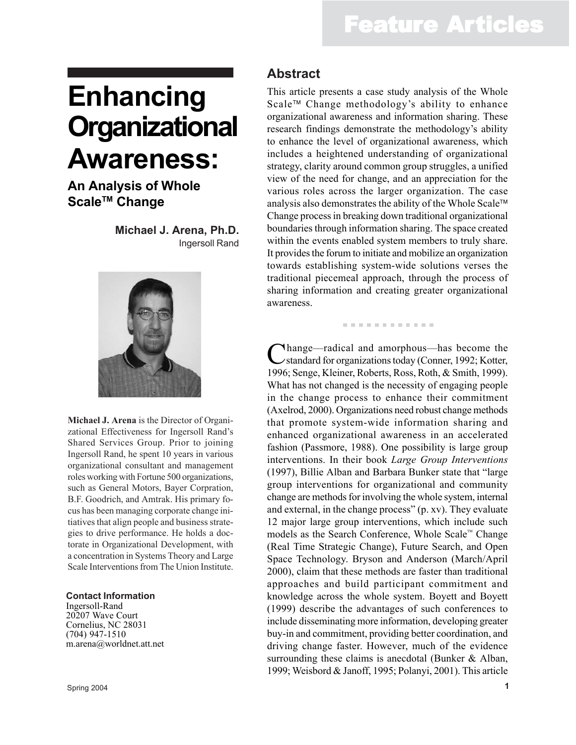# Enhancing Organizational Awareness:

## An Analysis of Whole Scale™ Change

**Michael J. Arena, Ph.D.**
Ingersoll Rand

**Michael J. Arena** is the Director of Organizational Effectiveness for Ingersoll Rand's Shared Services Group. Prior to joining Ingersoll Rand, he spent 10 years in various organizational consultant and management roles working with Fortune 500 organizations, such as General Motors, Bayer Corpration, B.F. Goodrich, and Amtrak. His primary focus has been managing corporate change initiatives that align people and business strategies to drive performance. He holds a doctorate in Organizational Development, with a concentration in Systems Theory and Large Scale Interventions from The Union Institute.

**Contact Information**
Ingersoll-Rand
20207 Wave Court
Cornelius, NC 28031
(704) 947-1510
m.arena@worldnet.att.net

## Abstract

This article presents a case study analysis of the Whole Scale™ Change methodology's ability to enhance organizational awareness and information sharing. These research findings demonstrate the methodology's ability to enhance the level of organizational awareness, which includes a heightened understanding of organizational strategy, clarity around common group struggles, a unified view of the need for change, and an appreciation for the various roles across the larger organization. The case analysis also demonstrates the ability of the Whole Scale™ Change process in breaking down traditional organizational boundaries through information sharing. The space created within the events enabled system members to truly share. It provides the forum to initiate and mobilize an organization towards establishing system-wide solutions verses the traditional piecemeal approach, through the process of sharing information and creating greater organizational awareness.

Change—radical and amorphous—has become the standard for organizations today (Conner, 1992; Kotter, 1996; Senge, Kleiner, Roberts, Ross, Roth, & Smith, 1999). What has not changed is the necessity of engaging people in the change process to enhance their commitment (Axelrod, 2000). Organizations need robust change methods that promote system-wide information sharing and enhanced organizational awareness in an accelerated fashion (Passmore, 1988). One possibility is large group interventions. In their book *Large Group Interventions* (1997), Billie Alban and Barbara Bunker state that "large group interventions for organizational and community change are methods for involving the whole system, internal and external, in the change process" (p. xv). They evaluate 12 major large group interventions, which include such models as the Search Conference, Whole Scale™ Change (Real Time Strategic Change), Future Search, and Open Space Technology. Bryson and Anderson (March/April 2000), claim that these methods are faster than traditional approaches and build participant commitment and knowledge across the whole system. Boyett and Boyett (1999) describe the advantages of such conferences to include disseminating more information, developing greater buy-in and commitment, providing better coordination, and driving change faster. However, much of the evidence surrounding these claims is anecdotal (Bunker & Alban, 1999; Weisbord & Janoff, 1995; Polanyi, 2001). This article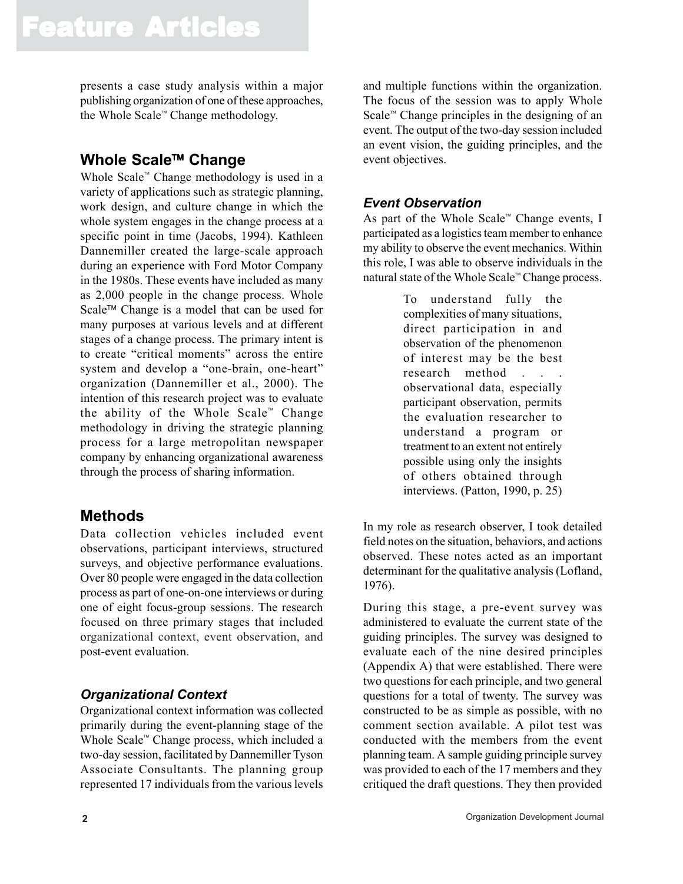presents a case study analysis within a major publishing organization of one of these approaches, the Whole Scale™ Change methodology.

## Whole Scale™ Change

Whole Scale™ Change methodology is used in a variety of applications such as strategic planning, work design, and culture change in which the whole system engages in the change process at a specific point in time (Jacobs, 1994). Kathleen Dannemiller created the large-scale approach during an experience with Ford Motor Company in the 1980s. These events have included as many as 2,000 people in the change process. Whole Scale™ Change is a model that can be used for many purposes at various levels and at different stages of a change process. The primary intent is to create "critical moments" across the entire system and develop a "one-brain, one-heart" organization (Dannemiller et al., 2000). The intention of this research project was to evaluate the ability of the Whole Scale™ Change methodology in driving the strategic planning process for a large metropolitan newspaper company by enhancing organizational awareness through the process of sharing information.

## Methods

Data collection vehicles included event observations, participant interviews, structured surveys, and objective performance evaluations. Over 80 people were engaged in the data collection process as part of one-on-one interviews or during one of eight focus-group sessions. The research focused on three primary stages that included organizational context, event observation, and post-event evaluation.

### *Organizational Context*

Organizational context information was collected primarily during the event-planning stage of the Whole Scale™ Change process, which included a two-day session, facilitated by Dannemiller Tyson Associate Consultants. The planning group represented 17 individuals from the various levels and multiple functions within the organization. The focus of the session was to apply Whole Scale™ Change principles in the designing of an event. The output of the two-day session included an event vision, the guiding principles, and the event objectives.

### *Event Observation*

As part of the Whole Scale™ Change events, I participated as a logistics team member to enhance my ability to observe the event mechanics. Within this role, I was able to observe individuals in the natural state of the Whole Scale™ Change process.

> To understand fully the complexities of many situations, direct participation in and observation of the phenomenon of interest may be the best research method . . . observational data, especially participant observation, permits the evaluation researcher to understand a program or treatment to an extent not entirely possible using only the insights of others obtained through interviews. (Patton, 1990, p. 25)

In my role as research observer, I took detailed field notes on the situation, behaviors, and actions observed. These notes acted as an important determinant for the qualitative analysis (Lofland, 1976).

During this stage, a pre-event survey was administered to evaluate the current state of the guiding principles. The survey was designed to evaluate each of the nine desired principles (Appendix A) that were established. There were two questions for each principle, and two general questions for a total of twenty. The survey was constructed to be as simple as possible, with no comment section available. A pilot test was conducted with the members from the event planning team. A sample guiding principle survey was provided to each of the 17 members and they critiqued the draft questions. They then provided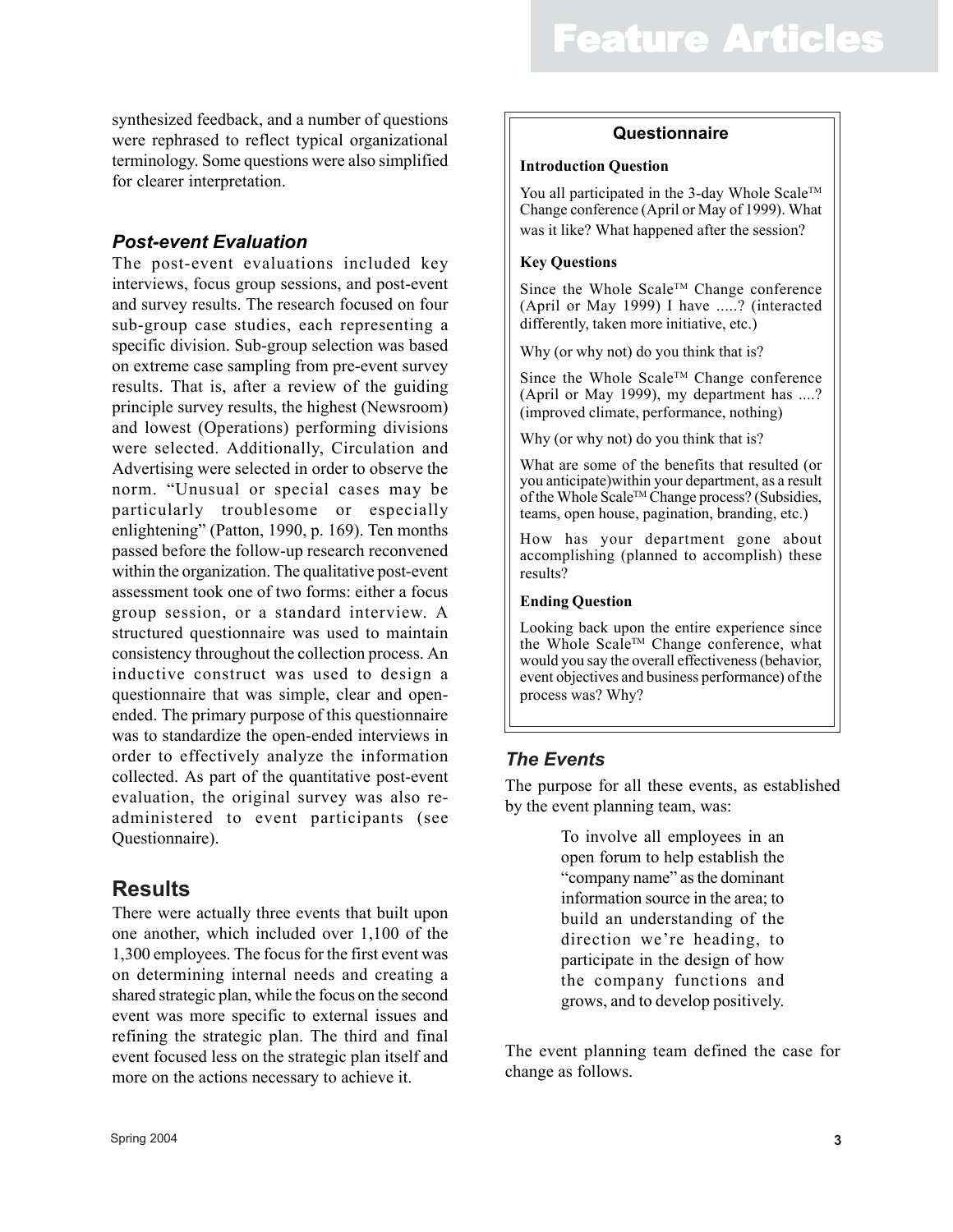synthesized feedback, and a number of questions were rephrased to reflect typical organizational terminology. Some questions were also simplified for clearer interpretation.

### *Post-event Evaluation*

The post-event evaluations included key interviews, focus group sessions, and post-event and survey results. The research focused on four sub-group case studies, each representing a specific division. Sub-group selection was based on extreme case sampling from pre-event survey results. That is, after a review of the guiding principle survey results, the highest (Newsroom) and lowest (Operations) performing divisions were selected. Additionally, Circulation and Advertising were selected in order to observe the norm. "Unusual or special cases may be particularly troublesome or especially enlightening" (Patton, 1990, p. 169). Ten months passed before the follow-up research reconvened within the organization. The qualitative post-event assessment took one of two forms: either a focus group session, or a standard interview. A structured questionnaire was used to maintain consistency throughout the collection process. An inductive construct was used to design a questionnaire that was simple, clear and open-ended. The primary purpose of this questionnaire was to standardize the open-ended interviews in order to effectively analyze the information collected. As part of the quantitative post-event evaluation, the original survey was also re-administered to event participants (see Questionnaire).

> **Questionnaire**
>
> **Introduction Question**
>
> You all participated in the 3-day Whole Scale™ Change conference (April or May of 1999). What was it like? What happened after the session?
>
> **Key Questions**
>
> Since the Whole Scale™ Change conference (April or May 1999) I have .....? (interacted differently, taken more initiative, etc.)
>
> Why (or why not) do you think that is?
>
> Since the Whole Scale™ Change conference (April or May 1999), my department has ....? (improved climate, performance, nothing)
>
> Why (or why not) do you think that is?
>
> What are some of the benefits that resulted (or you anticipate)within your department, as a result of the Whole Scale™ Change process? (Subsidies, teams, open house, pagination, branding, etc.)
>
> How has your department gone about accomplishing (planned to accomplish) these results?
>
> **Ending Question**
>
> Looking back upon the entire experience since the Whole Scale™ Change conference, what would you say the overall effectiveness (behavior, event objectives and business performance) of the process was? Why?

## Results

There were actually three events that built upon one another, which included over 1,100 of the 1,300 employees. The focus for the first event was on determining internal needs and creating a shared strategic plan, while the focus on the second event was more specific to external issues and refining the strategic plan. The third and final event focused less on the strategic plan itself and more on the actions necessary to achieve it.

### *The Events*

The purpose for all these events, as established by the event planning team, was:

> To involve all employees in an open forum to help establish the "company name" as the dominant information source in the area; to build an understanding of the direction we're heading, to participate in the design of how the company functions and grows, and to develop positively.

The event planning team defined the case for change as follows.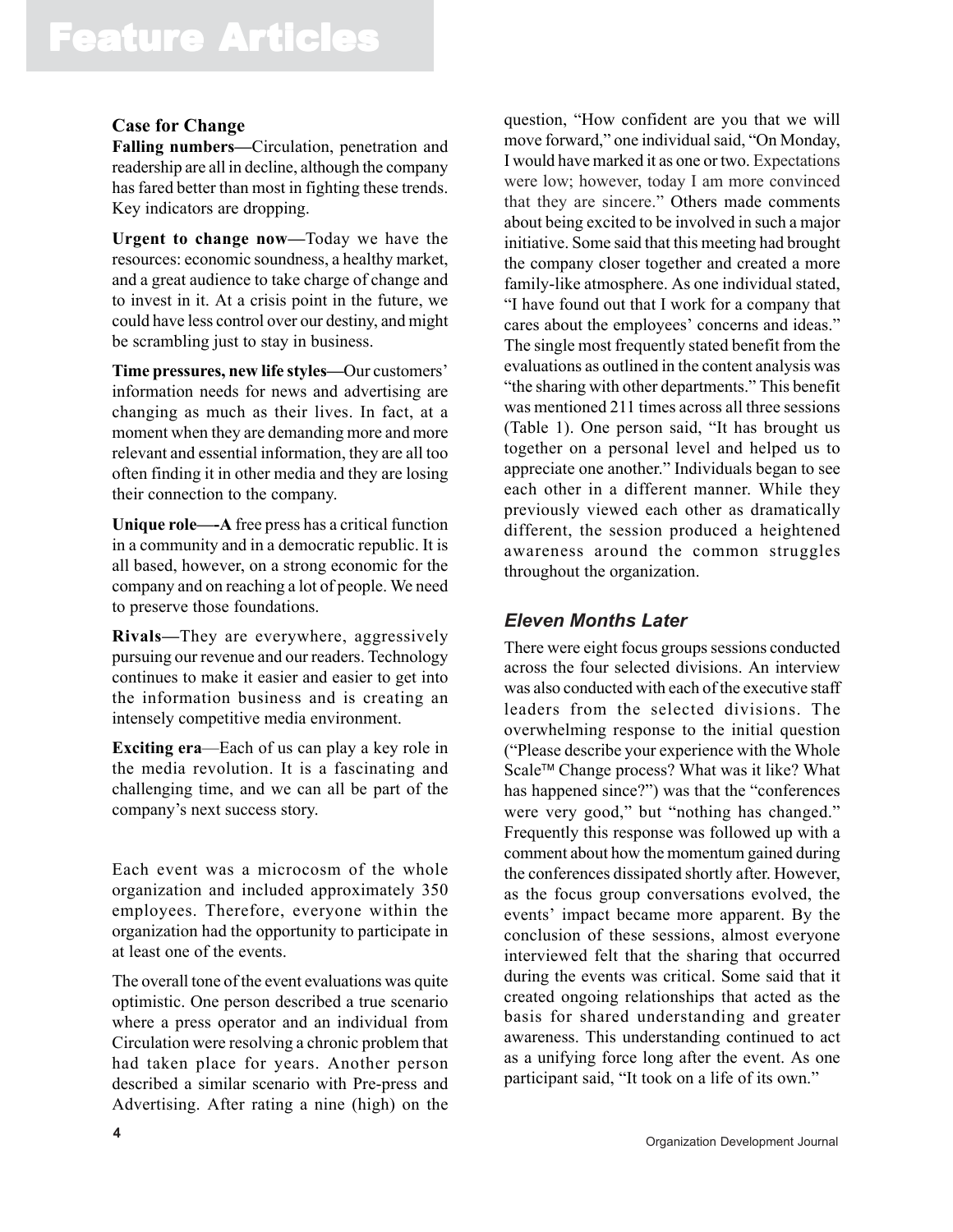### Case for Change

**Falling numbers—**Circulation, penetration and readership are all in decline, although the company has fared better than most in fighting these trends. Key indicators are dropping.

**Urgent to change now—**Today we have the resources: economic soundness, a healthy market, and a great audience to take charge of change and to invest in it. At a crisis point in the future, we could have less control over our destiny, and might be scrambling just to stay in business.

**Time pressures, new life styles—**Our customers' information needs for news and advertising are changing as much as their lives. In fact, at a moment when they are demanding more and more relevant and essential information, they are all too often finding it in other media and they are losing their connection to the company.

**Unique role—-A** free press has a critical function in a community and in a democratic republic. It is all based, however, on a strong economic for the company and on reaching a lot of people. We need to preserve those foundations.

**Rivals—**They are everywhere, aggressively pursuing our revenue and our readers. Technology continues to make it easier and easier to get into the information business and is creating an intensely competitive media environment.

**Exciting era**—Each of us can play a key role in the media revolution. It is a fascinating and challenging time, and we can all be part of the company's next success story.

Each event was a microcosm of the whole organization and included approximately 350 employees. Therefore, everyone within the organization had the opportunity to participate in at least one of the events.

The overall tone of the event evaluations was quite optimistic. One person described a true scenario where a press operator and an individual from Circulation were resolving a chronic problem that had taken place for years. Another person described a similar scenario with Pre-press and Advertising. After rating a nine (high) on the question, "How confident are you that we will move forward," one individual said, "On Monday, I would have marked it as one or two. Expectations were low; however, today I am more convinced that they are sincere." Others made comments about being excited to be involved in such a major initiative. Some said that this meeting had brought the company closer together and created a more family-like atmosphere. As one individual stated, "I have found out that I work for a company that cares about the employees' concerns and ideas." The single most frequently stated benefit from the evaluations as outlined in the content analysis was "the sharing with other departments." This benefit was mentioned 211 times across all three sessions (Table 1). One person said, "It has brought us together on a personal level and helped us to appreciate one another." Individuals began to see each other in a different manner. While they previously viewed each other as dramatically different, the session produced a heightened awareness around the common struggles throughout the organization.

## *Eleven Months Later*

There were eight focus groups sessions conducted across the four selected divisions. An interview was also conducted with each of the executive staff leaders from the selected divisions. The overwhelming response to the initial question ("Please describe your experience with the Whole Scale™ Change process? What was it like? What has happened since?") was that the "conferences were very good," but "nothing has changed." Frequently this response was followed up with a comment about how the momentum gained during the conferences dissipated shortly after. However, as the focus group conversations evolved, the events' impact became more apparent. By the conclusion of these sessions, almost everyone interviewed felt that the sharing that occurred during the events was critical. Some said that it created ongoing relationships that acted as the basis for shared understanding and greater awareness. This understanding continued to act as a unifying force long after the event. As one participant said, "It took on a life of its own."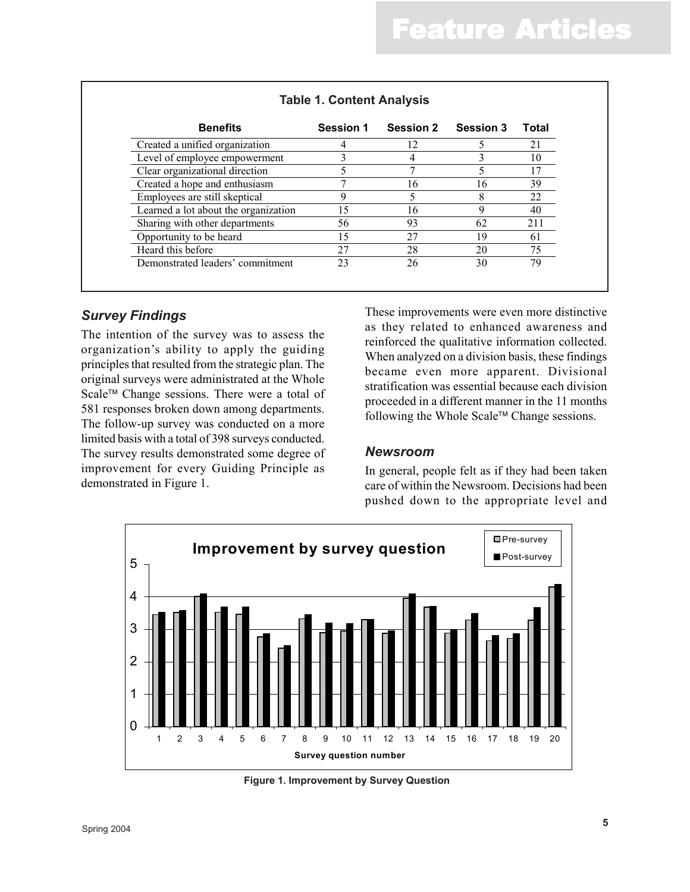**Table 1. Content Analysis**

| Benefits | Session 1 | Session 2 | Session 3 | Total |
|---|---|---|---|---|
| Created a unified organization | 4 | 12 | 5 | 21 |
| Level of employee empowerment | 3 | 4 | 3 | 10 |
| Clear organizational direction | 5 | 7 | 5 | 17 |
| Created a hope and enthusiasm | 7 | 16 | 16 | 39 |
| Employees are still skeptical | 9 | 5 | 8 | 22 |
| Learned a lot about the organization | 15 | 16 | 9 | 40 |
| Sharing with other departments | 56 | 93 | 62 | 211 |
| Opportunity to be heard | 15 | 27 | 19 | 61 |
| Heard this before | 27 | 28 | 20 | 75 |
| Demonstrated leaders' commitment | 23 | 26 | 30 | 79 |

### *Survey Findings*

The intention of the survey was to assess the organization's ability to apply the guiding principles that resulted from the strategic plan. The original surveys were administrated at the Whole Scale™ Change sessions. There were a total of 581 responses broken down among departments. The follow-up survey was conducted on a more limited basis with a total of 398 surveys conducted. The survey results demonstrated some degree of improvement for every Guiding Principle as demonstrated in Figure 1.

These improvements were even more distinctive as they related to enhanced awareness and reinforced the qualitative information collected. When analyzed on a division basis, these findings became even more apparent. Divisional stratification was essential because each division proceeded in a different manner in the 11 months following the Whole Scale™ Change sessions.

### *Newsroom*

In general, people felt as if they had been taken care of within the Newsroom. Decisions had been pushed down to the appropriate level and

**Figure 1. Improvement by Survey Question**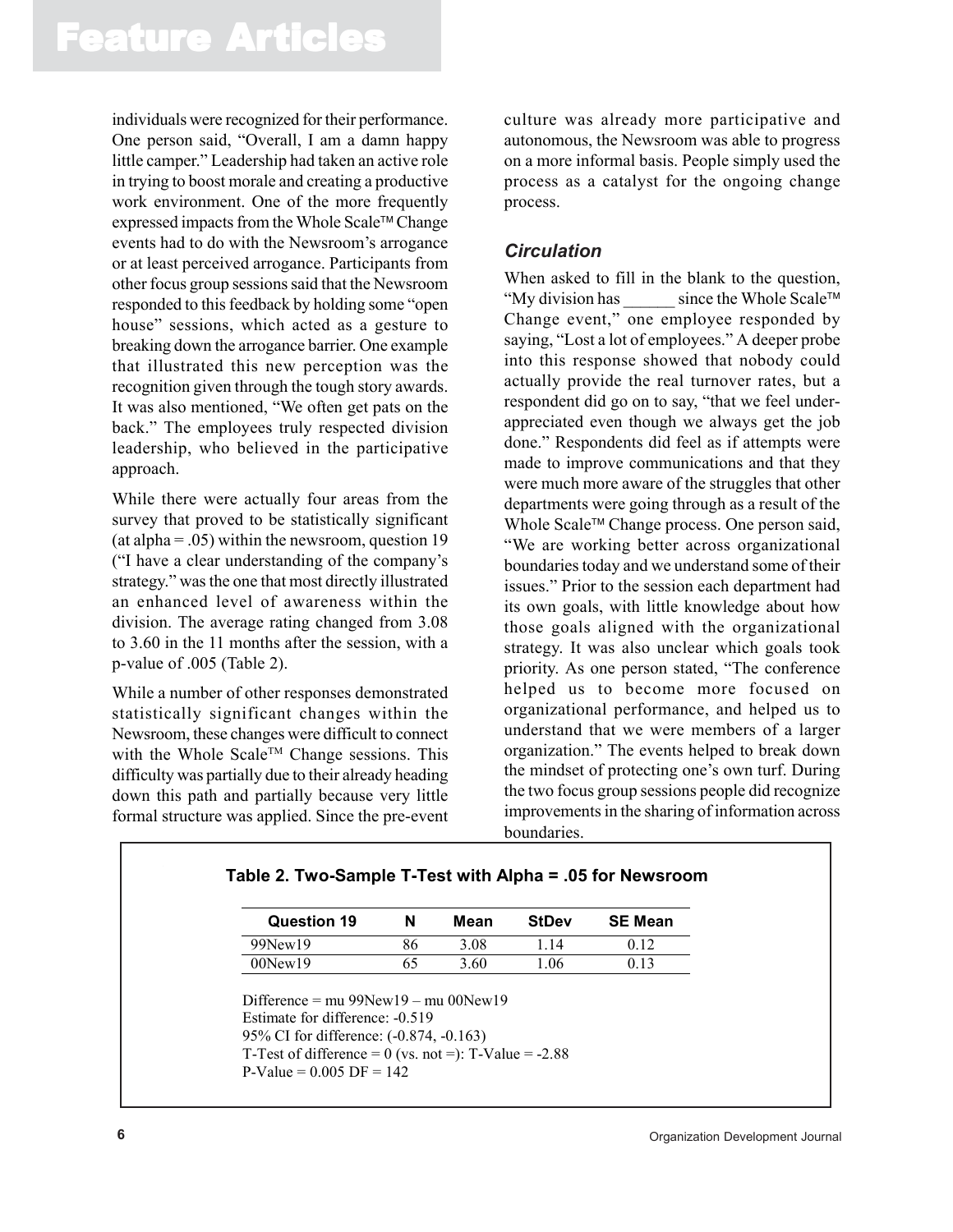individuals were recognized for their performance. One person said, "Overall, I am a damn happy little camper." Leadership had taken an active role in trying to boost morale and creating a productive work environment. One of the more frequently expressed impacts from the Whole Scale™ Change events had to do with the Newsroom's arrogance or at least perceived arrogance. Participants from other focus group sessions said that the Newsroom responded to this feedback by holding some "open house" sessions, which acted as a gesture to breaking down the arrogance barrier. One example that illustrated this new perception was the recognition given through the tough story awards. It was also mentioned, "We often get pats on the back." The employees truly respected division leadership, who believed in the participative approach.

While there were actually four areas from the survey that proved to be statistically significant (at alpha = .05) within the newsroom, question 19 ("I have a clear understanding of the company's strategy." was the one that most directly illustrated an enhanced level of awareness within the division. The average rating changed from 3.08 to 3.60 in the 11 months after the session, with a p-value of .005 (Table 2).

While a number of other responses demonstrated statistically significant changes within the Newsroom, these changes were difficult to connect with the Whole Scale™ Change sessions. This difficulty was partially due to their already heading down this path and partially because very little formal structure was applied. Since the pre-event culture was already more participative and autonomous, the Newsroom was able to progress on a more informal basis. People simply used the process as a catalyst for the ongoing change process.

### *Circulation*

When asked to fill in the blank to the question, "My division has ______ since the Whole Scale™ Change event," one employee responded by saying, "Lost a lot of employees." A deeper probe into this response showed that nobody could actually provide the real turnover rates, but a respondent did go on to say, "that we feel under-appreciated even though we always get the job done." Respondents did feel as if attempts were made to improve communications and that they were much more aware of the struggles that other departments were going through as a result of the Whole Scale™ Change process. One person said, "We are working better across organizational boundaries today and we understand some of their issues." Prior to the session each department had its own goals, with little knowledge about how those goals aligned with the organizational strategy. It was also unclear which goals took priority. As one person stated, "The conference helped us to become more focused on organizational performance, and helped us to understand that we were members of a larger organization." The events helped to break down the mindset of protecting one's own turf. During the two focus group sessions people did recognize improvements in the sharing of information across boundaries.

**Table 2. Two-Sample T-Test with Alpha = .05 for Newsroom**

| Question 19 | N | Mean | StDev | SE Mean |
|---|---|---|---|---|
| 99New19 | 86 | 3.08 | 1.14 | 0.12 |
| 00New19 | 65 | 3.60 | 1.06 | 0.13 |

Difference = mu 99New19 – mu 00New19
Estimate for difference: -0.519
95% CI for difference: (-0.874, -0.163)
T-Test of difference = 0 (vs. not =): T-Value = -2.88
P-Value = 0.005 DF = 142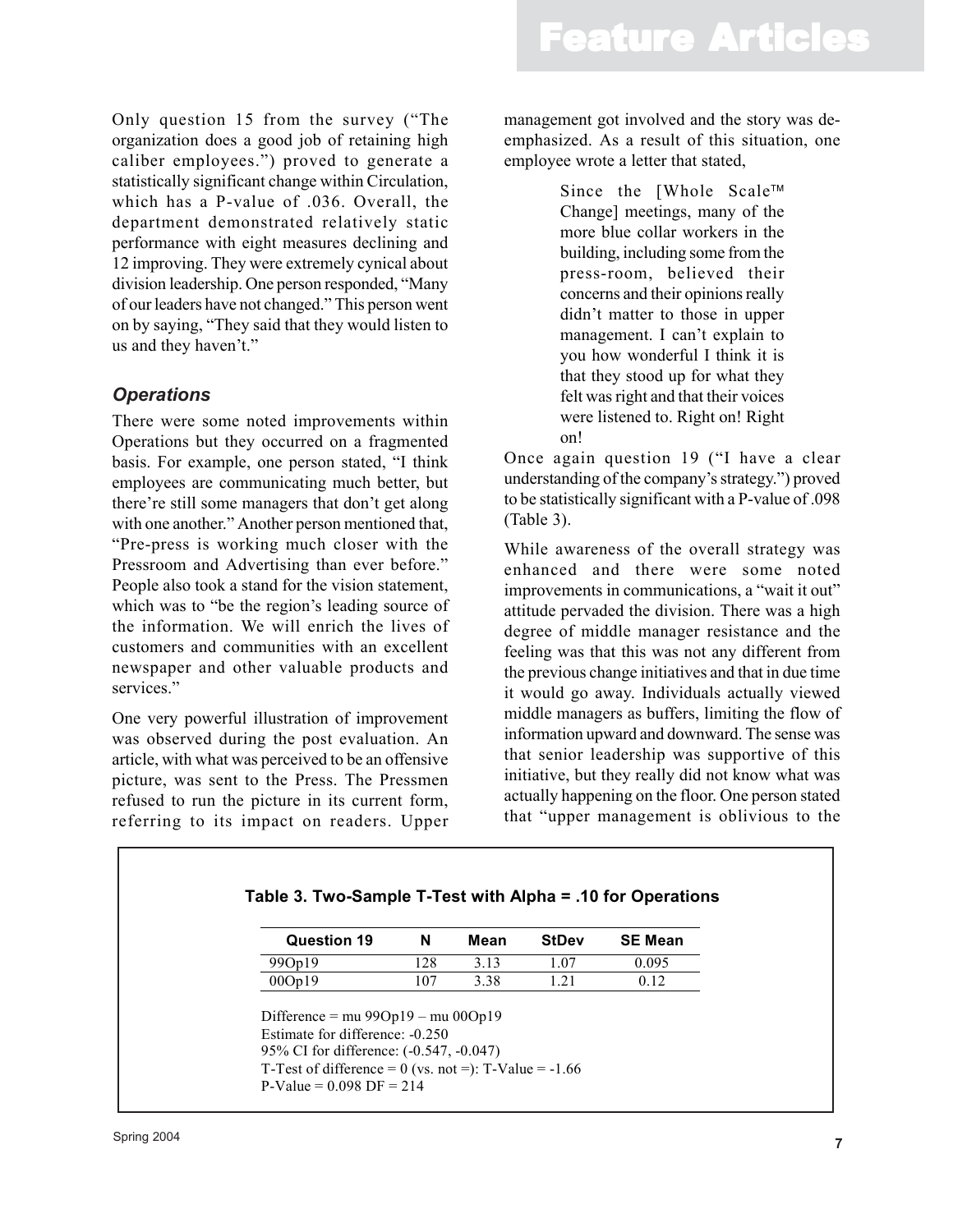Only question 15 from the survey ("The organization does a good job of retaining high caliber employees.") proved to generate a statistically significant change within Circulation, which has a P-value of .036. Overall, the department demonstrated relatively static performance with eight measures declining and 12 improving. They were extremely cynical about division leadership. One person responded, "Many of our leaders have not changed." This person went on by saying, "They said that they would listen to us and they haven't."

### *Operations*

There were some noted improvements within Operations but they occurred on a fragmented basis. For example, one person stated, "I think employees are communicating much better, but there're still some managers that don't get along with one another." Another person mentioned that, "Pre-press is working much closer with the Pressroom and Advertising than ever before." People also took a stand for the vision statement, which was to "be the region's leading source of the information. We will enrich the lives of customers and communities with an excellent newspaper and other valuable products and services."

One very powerful illustration of improvement was observed during the post evaluation. An article, with what was perceived to be an offensive picture, was sent to the Press. The Pressmen refused to run the picture in its current form, referring to its impact on readers. Upper management got involved and the story was de-emphasized. As a result of this situation, one employee wrote a letter that stated,

> Since the [Whole Scale™ Change] meetings, many of the more blue collar workers in the building, including some from the press-room, believed their concerns and their opinions really didn't matter to those in upper management. I can't explain to you how wonderful I think it is that they stood up for what they felt was right and that their voices were listened to. Right on! Right on!

Once again question 19 ("I have a clear understanding of the company's strategy.") proved to be statistically significant with a P-value of .098 (Table 3).

While awareness of the overall strategy was enhanced and there were some noted improvements in communications, a "wait it out" attitude pervaded the division. There was a high degree of middle manager resistance and the feeling was that this was not any different from the previous change initiatives and that in due time it would go away. Individuals actually viewed middle managers as buffers, limiting the flow of information upward and downward. The sense was that senior leadership was supportive of this initiative, but they really did not know what was actually happening on the floor. One person stated that "upper management is oblivious to the

**Table 3. Two-Sample T-Test with Alpha = .10 for Operations**

| Question 19 | N | Mean | StDev | SE Mean |
|---|---|---|---|---|
| 99Op19 | 128 | 3.13 | 1.07 | 0.095 |
| 00Op19 | 107 | 3.38 | 1.21 | 0.12 |

Difference = mu 99Op19 – mu 00Op19
Estimate for difference: -0.250
95% CI for difference: (-0.547, -0.047)
T-Test of difference = 0 (vs. not =): T-Value = -1.66
P-Value = 0.098 DF = 214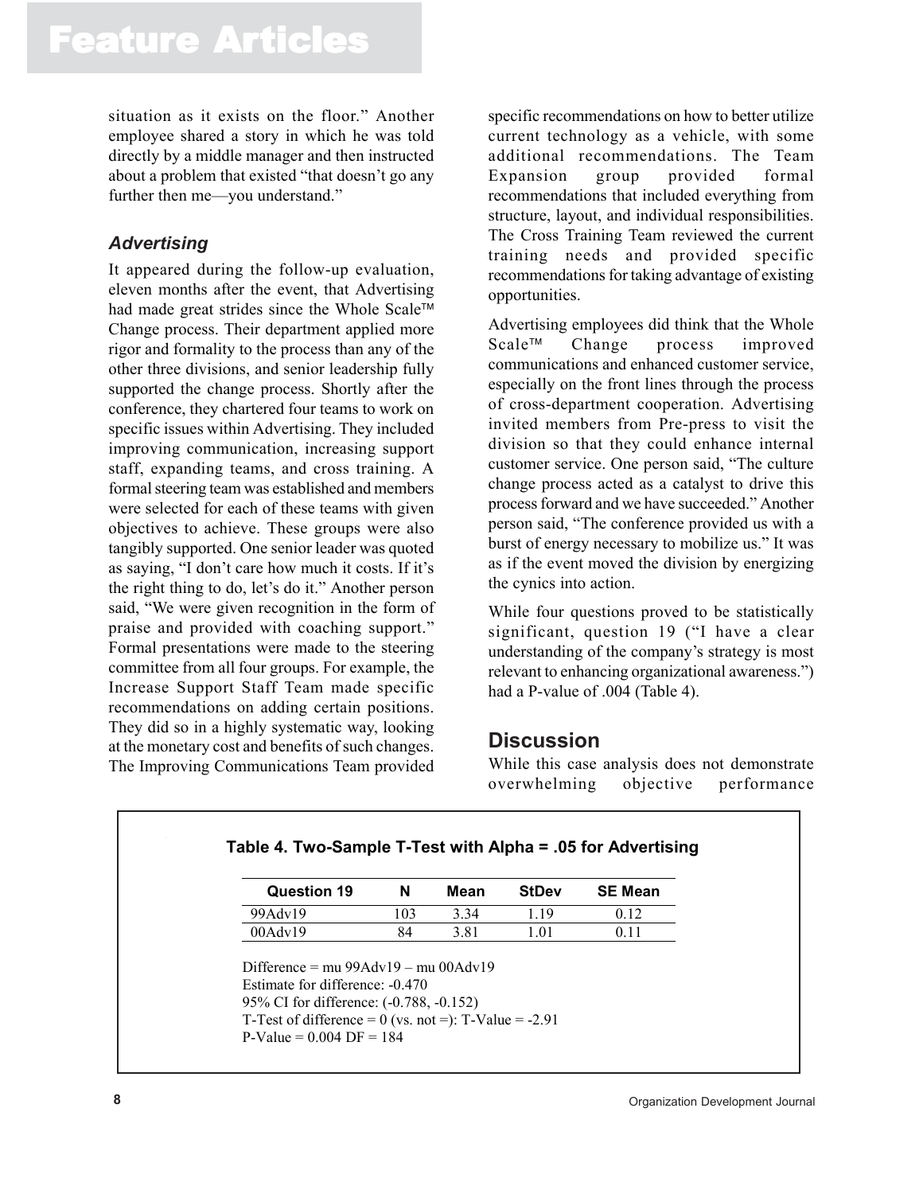situation as it exists on the floor." Another employee shared a story in which he was told directly by a middle manager and then instructed about a problem that existed "that doesn't go any further then me—you understand."

### *Advertising*

It appeared during the follow-up evaluation, eleven months after the event, that Advertising had made great strides since the Whole Scale™ Change process. Their department applied more rigor and formality to the process than any of the other three divisions, and senior leadership fully supported the change process. Shortly after the conference, they chartered four teams to work on specific issues within Advertising. They included improving communication, increasing support staff, expanding teams, and cross training. A formal steering team was established and members were selected for each of these teams with given objectives to achieve. These groups were also tangibly supported. One senior leader was quoted as saying, "I don't care how much it costs. If it's the right thing to do, let's do it." Another person said, "We were given recognition in the form of praise and provided with coaching support." Formal presentations were made to the steering committee from all four groups. For example, the Increase Support Staff Team made specific recommendations on adding certain positions. They did so in a highly systematic way, looking at the monetary cost and benefits of such changes. The Improving Communications Team provided specific recommendations on how to better utilize current technology as a vehicle, with some additional recommendations. The Team Expansion group provided formal recommendations that included everything from structure, layout, and individual responsibilities. The Cross Training Team reviewed the current training needs and provided specific recommendations for taking advantage of existing opportunities.

Advertising employees did think that the Whole Scale™ Change process improved communications and enhanced customer service, especially on the front lines through the process of cross-department cooperation. Advertising invited members from Pre-press to visit the division so that they could enhance internal customer service. One person said, "The culture change process acted as a catalyst to drive this process forward and we have succeeded." Another person said, "The conference provided us with a burst of energy necessary to mobilize us." It was as if the event moved the division by energizing the cynics into action.

While four questions proved to be statistically significant, question 19 ("I have a clear understanding of the company's strategy is most relevant to enhancing organizational awareness.") had a P-value of .004 (Table 4).

## Discussion

While this case analysis does not demonstrate overwhelming objective performance

**Table 4. Two-Sample T-Test with Alpha = .05 for Advertising**

| Question 19 | N | Mean | StDev | SE Mean |
|---|---|---|---|---|
| 99Adv19 | 103 | 3.34 | 1.19 | 0.12 |
| 00Adv19 | 84 | 3.81 | 1.01 | 0.11 |

Difference = mu 99Adv19 – mu 00Adv19
Estimate for difference: -0.470
95% CI for difference: (-0.788, -0.152)
T-Test of difference = 0 (vs. not =): T-Value = -2.91
P-Value = 0.004 DF = 184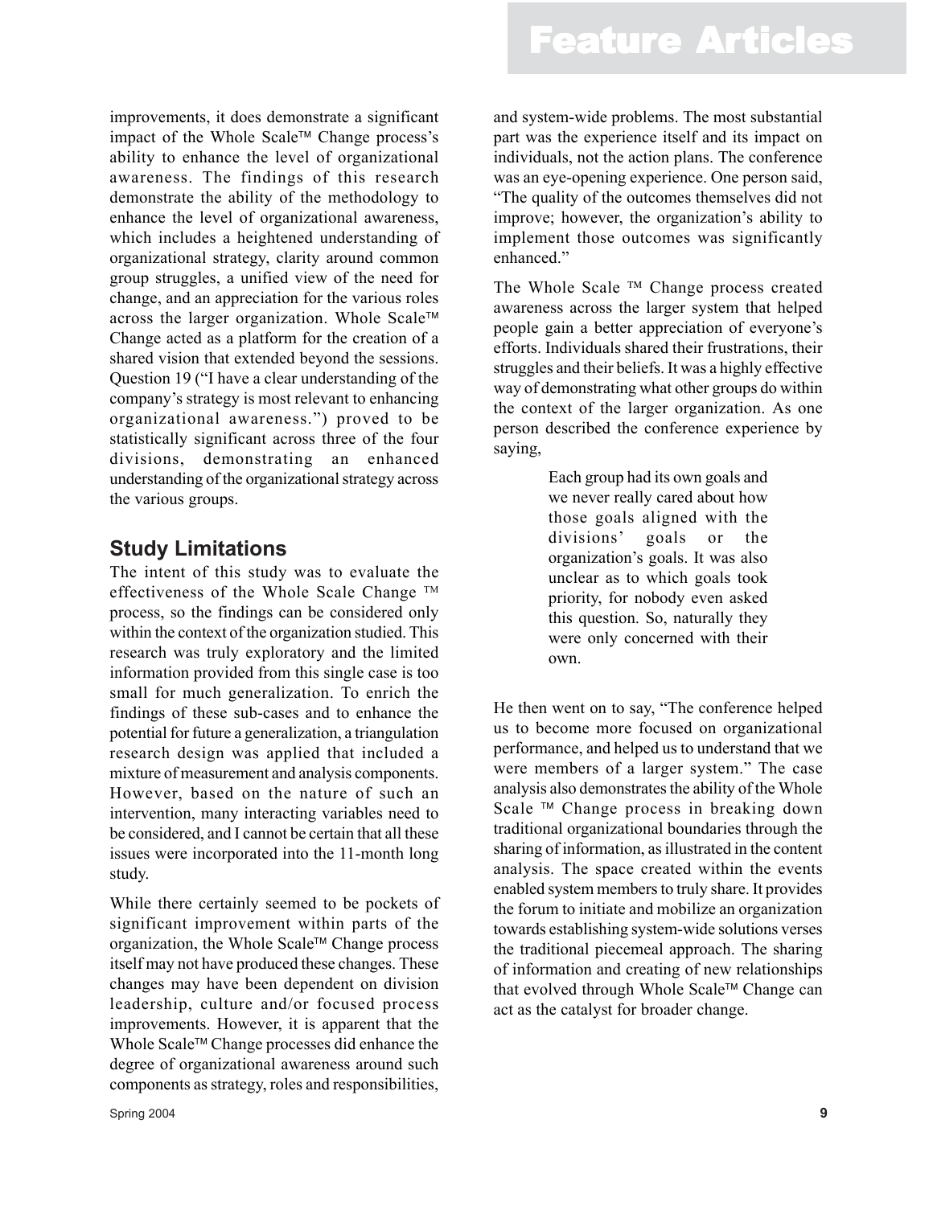improvements, it does demonstrate a significant impact of the Whole Scale™ Change process's ability to enhance the level of organizational awareness. The findings of this research demonstrate the ability of the methodology to enhance the level of organizational awareness, which includes a heightened understanding of organizational strategy, clarity around common group struggles, a unified view of the need for change, and an appreciation for the various roles across the larger organization. Whole Scale™ Change acted as a platform for the creation of a shared vision that extended beyond the sessions. Question 19 ("I have a clear understanding of the company's strategy is most relevant to enhancing organizational awareness.") proved to be statistically significant across three of the four divisions, demonstrating an enhanced understanding of the organizational strategy across the various groups.

## Study Limitations

The intent of this study was to evaluate the effectiveness of the Whole Scale Change ™ process, so the findings can be considered only within the context of the organization studied. This research was truly exploratory and the limited information provided from this single case is too small for much generalization. To enrich the findings of these sub-cases and to enhance the potential for future a generalization, a triangulation research design was applied that included a mixture of measurement and analysis components. However, based on the nature of such an intervention, many interacting variables need to be considered, and I cannot be certain that all these issues were incorporated into the 11-month long study.

While there certainly seemed to be pockets of significant improvement within parts of the organization, the Whole Scale™ Change process itself may not have produced these changes. These changes may have been dependent on division leadership, culture and/or focused process improvements. However, it is apparent that the Whole Scale™ Change processes did enhance the degree of organizational awareness around such components as strategy, roles and responsibilities, and system-wide problems. The most substantial part was the experience itself and its impact on individuals, not the action plans. The conference was an eye-opening experience. One person said, "The quality of the outcomes themselves did not improve; however, the organization's ability to implement those outcomes was significantly enhanced."

The Whole Scale ™ Change process created awareness across the larger system that helped people gain a better appreciation of everyone's efforts. Individuals shared their frustrations, their struggles and their beliefs. It was a highly effective way of demonstrating what other groups do within the context of the larger organization. As one person described the conference experience by saying,

> Each group had its own goals and we never really cared about how those goals aligned with the divisions' goals or the organization's goals. It was also unclear as to which goals took priority, for nobody even asked this question. So, naturally they were only concerned with their own.

He then went on to say, "The conference helped us to become more focused on organizational performance, and helped us to understand that we were members of a larger system." The case analysis also demonstrates the ability of the Whole Scale ™ Change process in breaking down traditional organizational boundaries through the sharing of information, as illustrated in the content analysis. The space created within the events enabled system members to truly share. It provides the forum to initiate and mobilize an organization towards establishing system-wide solutions verses the traditional piecemeal approach. The sharing of information and creating of new relationships that evolved through Whole Scale™ Change can act as the catalyst for broader change.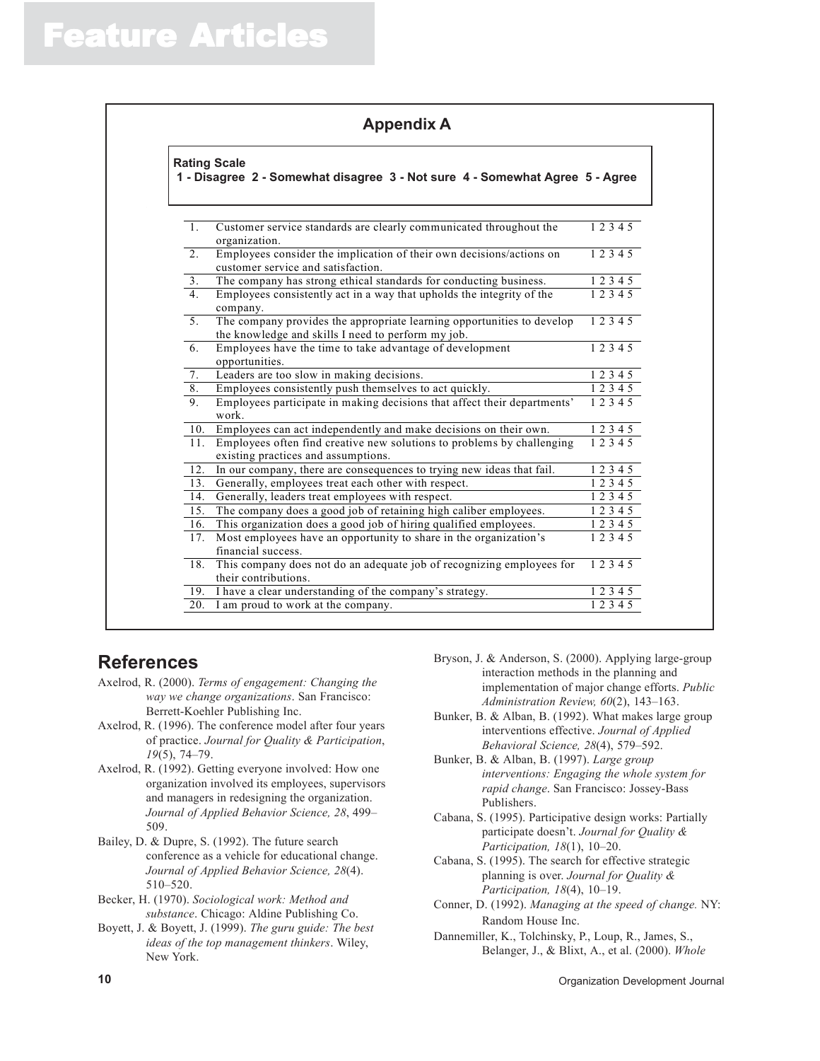## Appendix A

**Rating Scale**
**1 - Disagree 2 - Somewhat disagree 3 - Not sure 4 - Somewhat Agree 5 - Agree**

| | | |
|---|---|---|
| 1. | Customer service standards are clearly communicated throughout the organization. | 1 2 3 4 5 |
| 2. | Employees consider the implication of their own decisions/actions on customer service and satisfaction. | 1 2 3 4 5 |
| 3. | The company has strong ethical standards for conducting business. | 1 2 3 4 5 |
| 4. | Employees consistently act in a way that upholds the integrity of the company. | 1 2 3 4 5 |
| 5. | The company provides the appropriate learning opportunities to develop the knowledge and skills I need to perform my job. | 1 2 3 4 5 |
| 6. | Employees have the time to take advantage of development opportunities. | 1 2 3 4 5 |
| 7. | Leaders are too slow in making decisions. | 1 2 3 4 5 |
| 8. | Employees consistently push themselves to act quickly. | 1 2 3 4 5 |
| 9. | Employees participate in making decisions that affect their departments' work. | 1 2 3 4 5 |
| 10. | Employees can act independently and make decisions on their own. | 1 2 3 4 5 |
| 11. | Employees often find creative new solutions to problems by challenging existing practices and assumptions. | 1 2 3 4 5 |
| 12. | In our company, there are consequences to trying new ideas that fail. | 1 2 3 4 5 |
| 13. | Generally, employees treat each other with respect. | 1 2 3 4 5 |
| 14. | Generally, leaders treat employees with respect. | 1 2 3 4 5 |
| 15. | The company does a good job of retaining high caliber employees. | 1 2 3 4 5 |
| 16. | This organization does a good job of hiring qualified employees. | 1 2 3 4 5 |
| 17. | Most employees have an opportunity to share in the organization's financial success. | 1 2 3 4 5 |
| 18. | This company does not do an adequate job of recognizing employees for their contributions. | 1 2 3 4 5 |
| 19. | I have a clear understanding of the company's strategy. | 1 2 3 4 5 |
| 20. | I am proud to work at the company. | 1 2 3 4 5 |

## References

Axelrod, R. (2000). *Terms of engagement: Changing the way we change organizations*. San Francisco: Berrett-Koehler Publishing Inc.

Axelrod, R. (1996). The conference model after four years of practice. *Journal for Quality & Participation*, *19*(5), 74–79.

Axelrod, R. (1992). Getting everyone involved: How one organization involved its employees, supervisors and managers in redesigning the organization. *Journal of Applied Behavior Science, 28*, 499–509.

Bailey, D. & Dupre, S. (1992). The future search conference as a vehicle for educational change. *Journal of Applied Behavior Science, 28*(4). 510–520.

Becker, H. (1970). *Sociological work: Method and substance*. Chicago: Aldine Publishing Co.

Boyett, J. & Boyett, J. (1999). *The guru guide: The best ideas of the top management thinkers*. Wiley, New York.

Bryson, J. & Anderson, S. (2000). Applying large-group interaction methods in the planning and implementation of major change efforts. *Public Administration Review, 60*(2), 143–163.

Bunker, B. & Alban, B. (1992). What makes large group interventions effective. *Journal of Applied Behavioral Science, 28*(4), 579–592.

Bunker, B. & Alban, B. (1997). *Large group interventions: Engaging the whole system for rapid change*. San Francisco: Jossey-Bass Publishers.

Cabana, S. (1995). Participative design works: Partially participate doesn't. *Journal for Quality & Participation, 18*(1), 10–20.

Cabana, S. (1995). The search for effective strategic planning is over. *Journal for Quality & Participation, 18*(4), 10–19.

Conner, D. (1992). *Managing at the speed of change.* NY: Random House Inc.

Dannemiller, K., Tolchinsky, P., Loup, R., James, S., Belanger, J., & Blixt, A., et al. (2000). *Whole*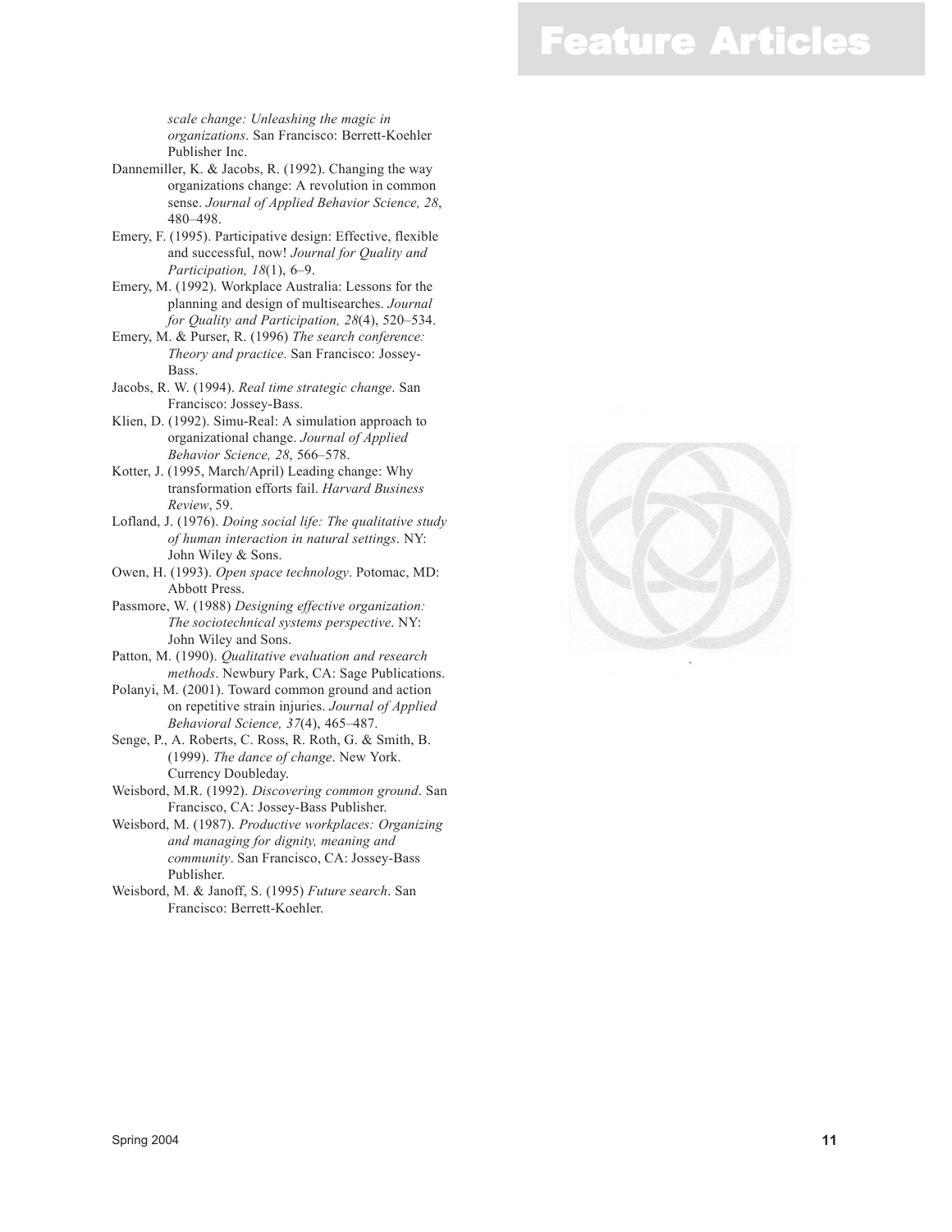*scale change: Unleashing the magic in organizations*. San Francisco: Berrett-Koehler Publisher Inc.

Dannemiller, K. & Jacobs, R. (1992). Changing the way organizations change: A revolution in common sense. *Journal of Applied Behavior Science, 28*, 480–498.

Emery, F. (1995). Participative design: Effective, flexible and successful, now! *Journal for Quality and Participation, 18*(1), 6–9.

Emery, M. (1992). Workplace Australia: Lessons for the planning and design of multisearches. *Journal for Quality and Participation, 28*(4), 520–534.

Emery, M. & Purser, R. (1996) *The search conference: Theory and practice*. San Francisco: Jossey-Bass.

Jacobs, R. W. (1994). *Real time strategic change*. San Francisco: Jossey-Bass.

Klien, D. (1992). Simu-Real: A simulation approach to organizational change. *Journal of Applied Behavior Science, 28*, 566–578.

Kotter, J. (1995, March/April) Leading change: Why transformation efforts fail. *Harvard Business Review*, 59.

Lofland, J. (1976). *Doing social life: The qualitative study of human interaction in natural settings*. NY: John Wiley & Sons.

Owen, H. (1993). *Open space technology*. Potomac, MD: Abbott Press.

Passmore, W. (1988) *Designing effective organization: The sociotechnical systems perspective*. NY: John Wiley and Sons.

Patton, M. (1990). *Qualitative evaluation and research methods*. Newbury Park, CA: Sage Publications.

Polanyi, M. (2001). Toward common ground and action on repetitive strain injuries. *Journal of Applied Behavioral Science, 37*(4), 465–487.

Senge, P., A. Roberts, C. Ross, R. Roth, G. & Smith, B. (1999). *The dance of change*. New York. Currency Doubleday.

Weisbord, M.R. (1992). *Discovering common ground*. San Francisco, CA: Jossey-Bass Publisher.

Weisbord, M. (1987). *Productive workplaces: Organizing and managing for dignity, meaning and community*. San Francisco, CA: Jossey-Bass Publisher.

Weisbord, M. & Janoff, S. (1995) *Future search*. San Francisco: Berrett-Koehler.